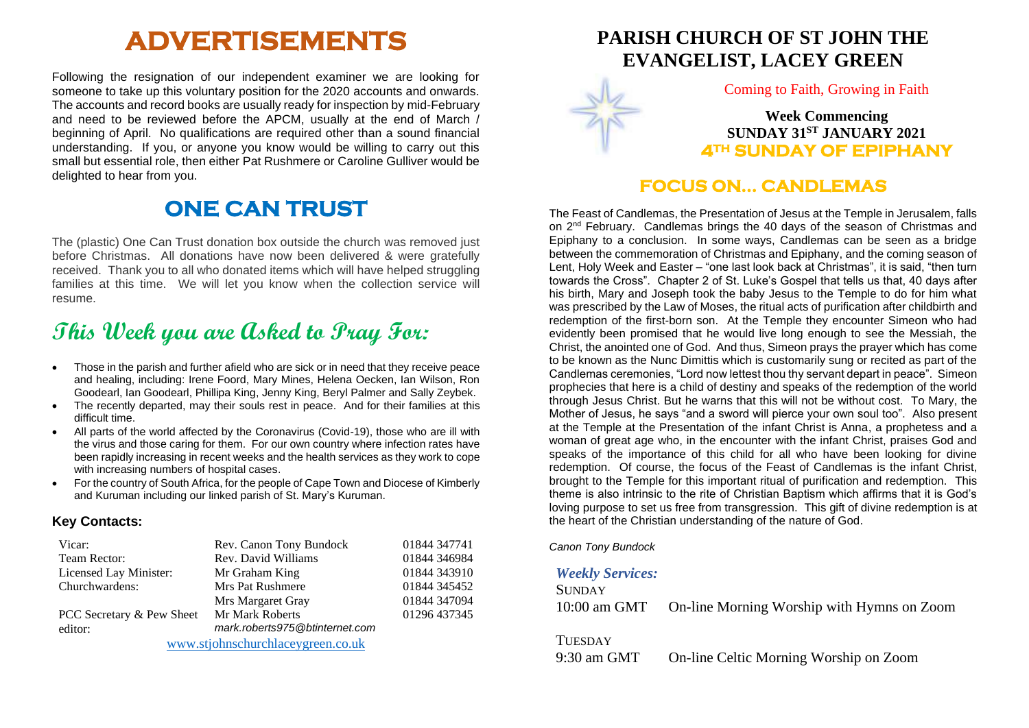# ADVERTISEMENTS

Following the resignation of our independent examiner we are looking for someone to take up this voluntary position for the 2020 accounts and onwards. The accounts and record books are usually ready for inspection by mid-February and need to be reviewed before the APCM, usually at the end of March / beginning of April. No qualifications are required other than a sound financial understanding. If you, or anyone you know would be willing to carry out this small but essential role, then either Pat Rushmere or Caroline Gulliver would be delighted to hear from you.

## ONE CAN TRUST

The (plastic) One Can Trust donation box outside the church was removed just before Christmas. All donations have now been delivered & were gratefully received. Thank you to all who donated items which will have helped struggling families at this time. We will let you know when the collection service will resume.

## This Week you are Asked to Pray For:

- Those in the parish and further afield who are sick or in need that they receive peace and healing, including: Irene Foord, Mary Mines, Helena Oecken, Ian Wilson, Ron Goodearl, Ian Goodearl, Phillipa King, Jenny King, Beryl Palmer and Sally Zeybek.
- The recently departed, may their souls rest in peace. And for their families at this difficult time.
- All parts of the world affected by the Coronavirus (Covid-19), those who are ill with the virus and those caring for them. For our own country where infection rates have been rapidly increasing in recent weeks and the health services as they work to cope with increasing numbers of hospital cases.
- For the country of South Africa, for the people of Cape Town and Diocese of Kimberly and Kuruman including our linked parish of St. Mary's Kuruman.

### Key Contacts:

| | | |
|---|---|---|
| Vicar: | Rev. Canon Tony Bundock | 01844 347741 |
| Team Rector: | Rev. David Williams | 01844 346984 |
| Licensed Lay Minister: | Mr Graham King | 01844 343910 |
| Churchwardens: | Mrs Pat Rushmere | 01844 345452 |
| | Mrs Margaret Gray | 01844 347094 |
| PCC Secretary & Pew Sheet editor: | Mr Mark Roberts *mark.roberts975@btinternet.com* | 01296 437345 |

www.stjohnschurchlaceygreen.co.uk

# PARISH CHURCH OF ST JOHN THE EVANGELIST, LACEY GREEN

Coming to Faith, Growing in Faith

**Week Commencing**
**SUNDAY 31ST JANUARY 2021**
**4TH SUNDAY OF EPIPHANY**

## FOCUS ON… CANDLEMAS

The Feast of Candlemas, the Presentation of Jesus at the Temple in Jerusalem, falls on 2nd February. Candlemas brings the 40 days of the season of Christmas and Epiphany to a conclusion. In some ways, Candlemas can be seen as a bridge between the commemoration of Christmas and Epiphany, and the coming season of Lent, Holy Week and Easter – "one last look back at Christmas", it is said, "then turn towards the Cross". Chapter 2 of St. Luke's Gospel that tells us that, 40 days after his birth, Mary and Joseph took the baby Jesus to the Temple to do for him what was prescribed by the Law of Moses, the ritual acts of purification after childbirth and redemption of the first-born son. At the Temple they encounter Simeon who had evidently been promised that he would live long enough to see the Messiah, the Christ, the anointed one of God. And thus, Simeon prays the prayer which has come to be known as the Nunc Dimittis which is customarily sung or recited as part of the Candlemas ceremonies, "Lord now lettest thou thy servant depart in peace". Simeon prophecies that here is a child of destiny and speaks of the redemption of the world through Jesus Christ. But he warns that this will not be without cost. To Mary, the Mother of Jesus, he says "and a sword will pierce your own soul too". Also present at the Temple at the Presentation of the infant Christ is Anna, a prophetess and a woman of great age who, in the encounter with the infant Christ, praises God and speaks of the importance of this child for all who have been looking for divine redemption. Of course, the focus of the Feast of Candlemas is the infant Christ, brought to the Temple for this important ritual of purification and redemption. This theme is also intrinsic to the rite of Christian Baptism which affirms that it is God's loving purpose to set us free from transgression. This gift of divine redemption is at the heart of the Christian understanding of the nature of God.

*Canon Tony Bundock*

### *Weekly Services:*

SUNDAY
10:00 am GMT — On-line Morning Worship with Hymns on Zoom

TUESDAY
9:30 am GMT — On-line Celtic Morning Worship on Zoom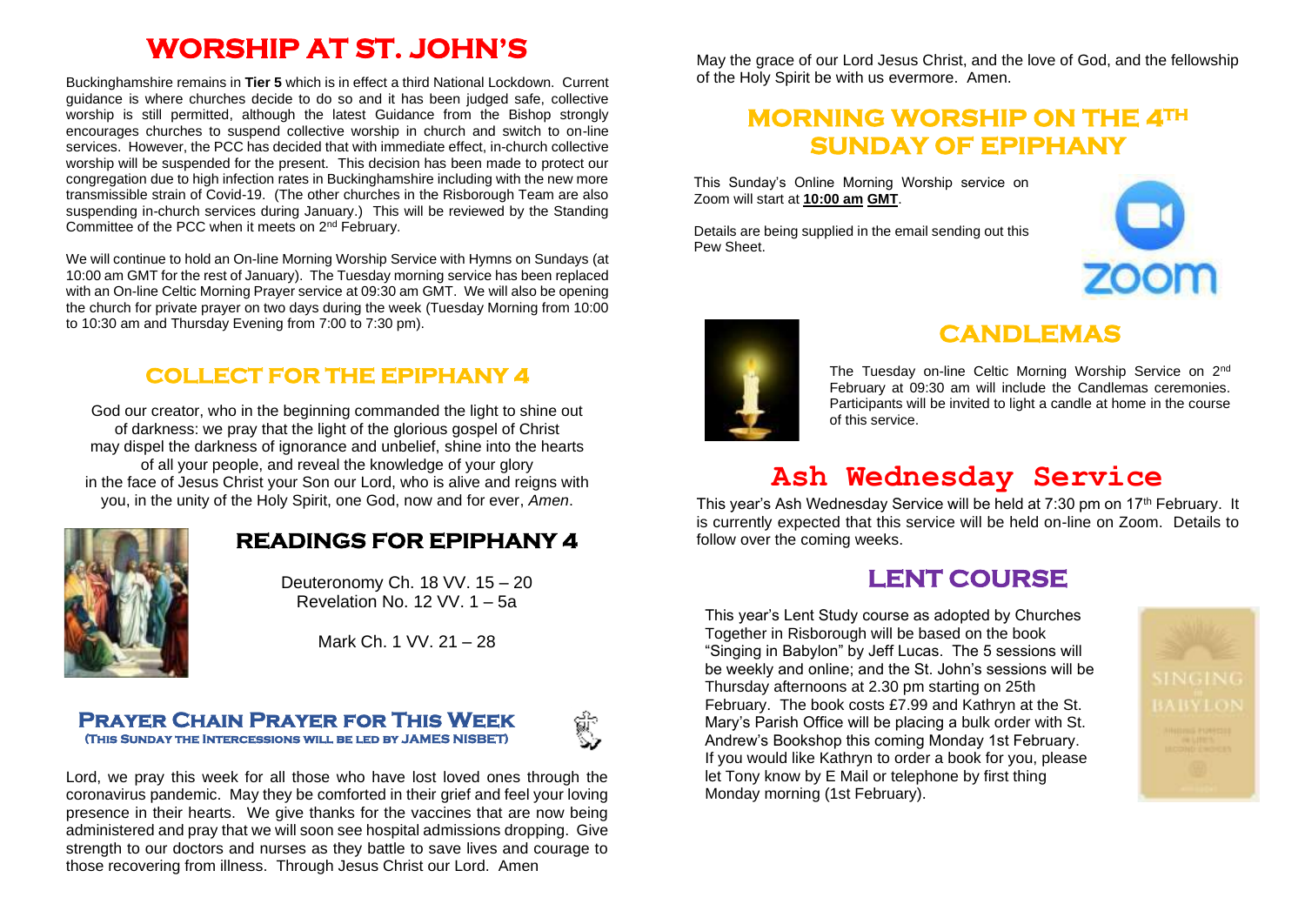# WORSHIP AT ST. JOHN'S

Buckinghamshire remains in **Tier 5** which is in effect a third National Lockdown. Current guidance is where churches decide to do so and it has been judged safe, collective worship is still permitted, although the latest Guidance from the Bishop strongly encourages churches to suspend collective worship in church and switch to on-line services. However, the PCC has decided that with immediate effect, in-church collective worship will be suspended for the present. This decision has been made to protect our congregation due to high infection rates in Buckinghamshire including with the new more transmissible strain of Covid-19. (The other churches in the Risborough Team are also suspending in-church services during January.) This will be reviewed by the Standing Committee of the PCC when it meets on 2nd February.

We will continue to hold an On-line Morning Worship Service with Hymns on Sundays (at 10:00 am GMT for the rest of January). The Tuesday morning service has been replaced with an On-line Celtic Morning Prayer service at 09:30 am GMT. We will also be opening the church for private prayer on two days during the week (Tuesday Morning from 10:00 to 10:30 am and Thursday Evening from 7:00 to 7:30 pm).

## COLLECT FOR THE EPIPHANY 4

God our creator, who in the beginning commanded the light to shine out of darkness: we pray that the light of the glorious gospel of Christ may dispel the darkness of ignorance and unbelief, shine into the hearts of all your people, and reveal the knowledge of your glory in the face of Jesus Christ your Son our Lord, who is alive and reigns with you, in the unity of the Holy Spirit, one God, now and for ever, *Amen*.

## READINGS FOR EPIPHANY 4

Deuteronomy Ch. 18 VV. 15 – 20
Revelation No. 12 VV. 1 – 5a

Mark Ch. 1 VV. 21 – 28

## Prayer Chain Prayer for This Week

**(This Sunday the Intercessions will be led by JAMES NISBET)**

Lord, we pray this week for all those who have lost loved ones through the coronavirus pandemic. May they be comforted in their grief and feel your loving presence in their hearts. We give thanks for the vaccines that are now being administered and pray that we will soon see hospital admissions dropping. Give strength to our doctors and nurses as they battle to save lives and courage to those recovering from illness. Through Jesus Christ our Lord. Amen

May the grace of our Lord Jesus Christ, and the love of God, and the fellowship of the Holy Spirit be with us evermore. Amen.

## MORNING WORSHIP ON THE 4TH SUNDAY OF EPIPHANY

This Sunday's Online Morning Worship service on Zoom will start at **10:00 am GMT**.

Details are being supplied in the email sending out this Pew Sheet.

## CANDLEMAS

The Tuesday on-line Celtic Morning Worship Service on 2nd February at 09:30 am will include the Candlemas ceremonies. Participants will be invited to light a candle at home in the course of this service.

## Ash Wednesday Service

This year's Ash Wednesday Service will be held at 7:30 pm on 17th February. It is currently expected that this service will be held on-line on Zoom. Details to follow over the coming weeks.

## LENT COURSE

This year's Lent Study course as adopted by Churches Together in Risborough will be based on the book "Singing in Babylon" by Jeff Lucas. The 5 sessions will be weekly and online; and the St. John's sessions will be Thursday afternoons at 2.30 pm starting on 25th February. The book costs £7.99 and Kathryn at the St. Mary's Parish Office will be placing a bulk order with St. Andrew's Bookshop this coming Monday 1st February. If you would like Kathryn to order a book for you, please let Tony know by E Mail or telephone by first thing Monday morning (1st February).